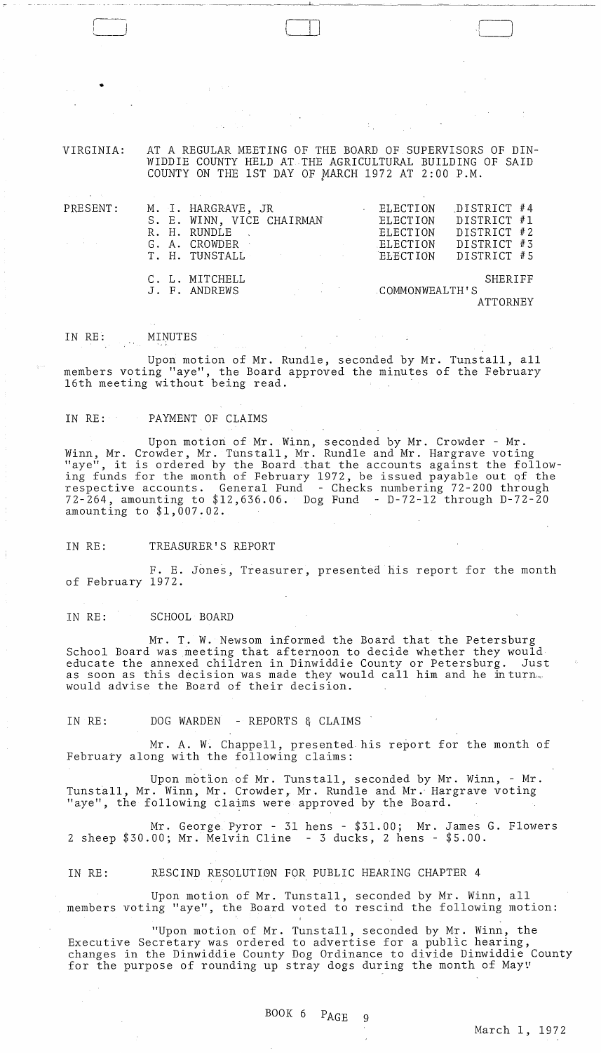VIRGINIA: AT A REGULAR MEETING OF THE BOARD OF SUPERVISORS OF DINWIDDIE COUNTY HELD AT THE AGRICULTURAL BUILDING OF SAID COUNTY ON THE 1ST DAY OF MARCH 1972 AT 2:00 P.M.

| PRESENT: | | |
|---|---|---|
| | M. I. HARGRAVE, JR | ELECTION DISTRICT #4 |
| | S. E. WINN, VICE CHAIRMAN | ELECTION DISTRICT #1 |
| | R. H. RUNDLE | ELECTION DISTRICT #2 |
| | G. A. CROWDER | ELECTION DISTRICT #3 |
| | T. H. TUNSTALL | ELECTION DISTRICT #5 |
| | C. L. MITCHELL | SHERIFF |
| | J. F. ANDREWS | COMMONWEALTH'S ATTORNEY |

IN RE: MINUTES

Upon motion of Mr. Rundle, seconded by Mr. Tunstall, all members voting "aye", the Board approved the minutes of the February 16th meeting without being read.

IN RE: PAYMENT OF CLAIMS

Upon motion of Mr. Winn, seconded by Mr. Crowder - Mr. Winn, Mr. Crowder, Mr. Tunstall, Mr. Rundle and Mr. Hargrave voting "aye", it is ordered by the Board that the accounts against the following funds for the month of February 1972, be issued payable out of the respective accounts. General Fund - Checks numbering 72-200 through 72-264, amounting to $12,636.06. Dog Fund - D-72-12 through D-72-20 amounting to $1,007.02.

IN RE: TREASURER'S REPORT

F. E. Jones, Treasurer, presented his report for the month of February 1972.

IN RE: SCHOOL BOARD

Mr. T. W. Newsom informed the Board that the Petersburg School Board was meeting that afternoon to decide whether they would educate the annexed children in Dinwiddie County or Petersburg. Just as soon as this decision was made they would call him and he in turn would advise the Board of their decision.

IN RE: DOG WARDEN - REPORTS & CLAIMS

Mr. A. W. Chappell, presented his report for the month of February along with the following claims:

Upon motion of Mr. Tunstall, seconded by Mr. Winn, - Mr. Tunstall, Mr. Winn, Mr. Crowder, Mr. Rundle and Mr. Hargrave voting "aye", the following claims were approved by the Board.

Mr. George Pyror - 31 hens - $31.00; Mr. James G. Flowers 2 sheep $30.00; Mr. Melvin Cline - 3 ducks, 2 hens - $5.00.

IN RE: RESCIND RESOLUTION FOR PUBLIC HEARING CHAPTER 4

Upon motion of Mr. Tunstall, seconded by Mr. Winn, all members voting "aye", the Board voted to rescind the following motion:

"Upon motion of Mr. Tunstall, seconded by Mr. Winn, the Executive Secretary was ordered to advertise for a public hearing, changes in the Dinwiddie County Dog Ordinance to divide Dinwiddie County for the purpose of rounding up stray dogs during the month of May."

BOOK 6 PAGE 9

March 1, 1972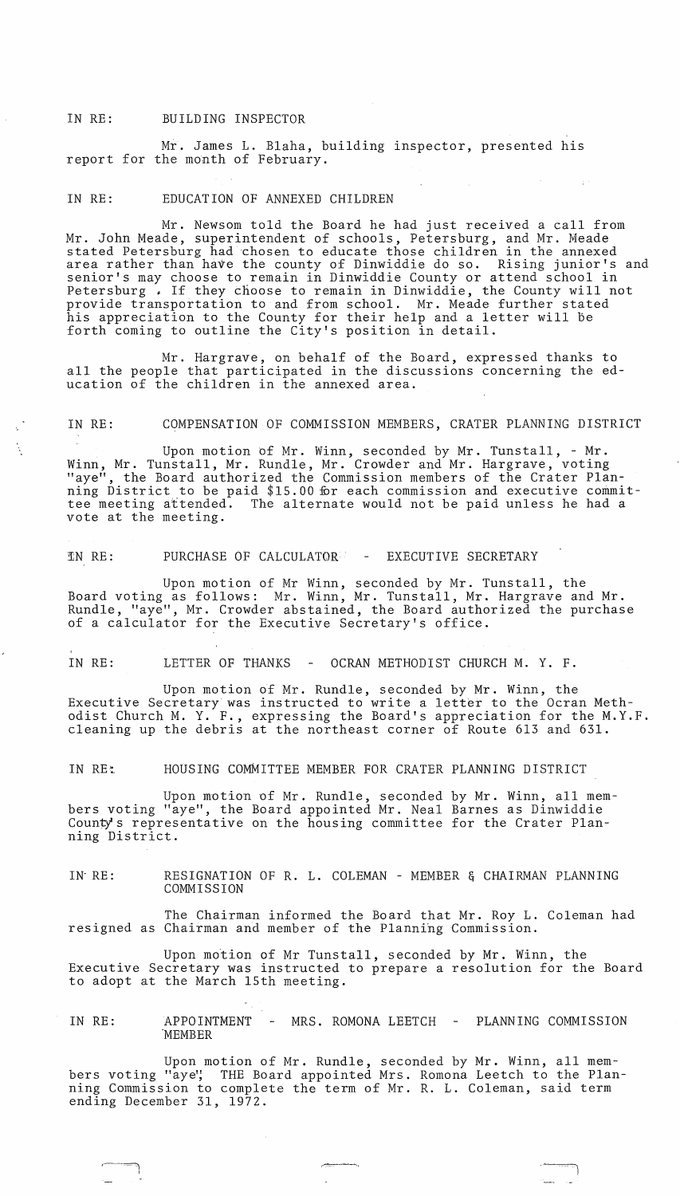IN RE: BUILDING INSPECTOR

Mr. James L. Blaha, building inspector, presented his report for the month of February.

IN RE: EDUCATION OF ANNEXED CHILDREN

Mr. Newsom told the Board he had just received a call from Mr. John Meade, superintendent of schools, Petersburg, and Mr. Meade stated Petersburg had chosen to educate those children in the annexed area rather than have the county of Dinwiddie do so. Rising junior's and senior's may choose to remain in Dinwiddie County or attend school in Petersburg . If they choose to remain in Dinwiddie, the County will not provide transportation to and from school. Mr. Meade further stated his appreciation to the County for their help and a letter will be forth coming to outline the City's position in detail.

Mr. Hargrave, on behalf of the Board, expressed thanks to all the people that participated in the discussions concerning the education of the children in the annexed area.

IN RE: COMPENSATION OF COMMISSION MEMBERS, CRATER PLANNING DISTRICT

Upon motion of Mr. Winn, seconded by Mr. Tunstall, - Mr. Winn, Mr. Tunstall, Mr. Rundle, Mr. Crowder and Mr. Hargrave, voting "aye", the Board authorized the Commission members of the Crater Planning District to be paid \$15.00 for each commission and executive committee meeting attended. The alternate would not be paid unless he had a vote at the meeting.

IN RE: PURCHASE OF CALCULATOR - EXECUTIVE SECRETARY

Upon motion of Mr Winn, seconded by Mr. Tunstall, the Board voting as follows: Mr. Winn, Mr. Tunstall, Mr. Hargrave and Mr. Rundle, "aye", Mr. Crowder abstained, the Board authorized the purchase of a calculator for the Executive Secretary's office.

IN RE: LETTER OF THANKS - OCRAN METHODIST CHURCH M. Y. F.

Upon motion of Mr. Rundle, seconded by Mr. Winn, the Executive Secretary was instructed to write a letter to the Ocran Methodist Church M. Y. F., expressing the Board's appreciation for the M.Y.F. cleaning up the debris at the northeast corner of Route 613 and 631.

IN RE: HOUSING COMMITTEE MEMBER FOR CRATER PLANNING DISTRICT

Upon motion of Mr. Rundle, seconded by Mr. Winn, all members voting "aye", the Board appointed Mr. Neal Barnes as Dinwiddie County's representative on the housing committee for the Crater Planning District.

IN RE: RESIGNATION OF R. L. COLEMAN - MEMBER & CHAIRMAN PLANNING COMMISSION

The Chairman informed the Board that Mr. Roy L. Coleman had resigned as Chairman and member of the Planning Commission.

Upon motion of Mr Tunstall, seconded by Mr. Winn, the Executive Secretary was instructed to prepare a resolution for the Board to adopt at the March 15th meeting.

IN RE: APPOINTMENT - MRS. ROMONA LEETCH - PLANNING COMMISSION MEMBER

Upon motion of Mr. Rundle, seconded by Mr. Winn, all members voting "aye", THE Board appointed Mrs. Romona Leetch to the Planning Commission to complete the term of Mr. R. L. Coleman, said term ending December 31, 1972.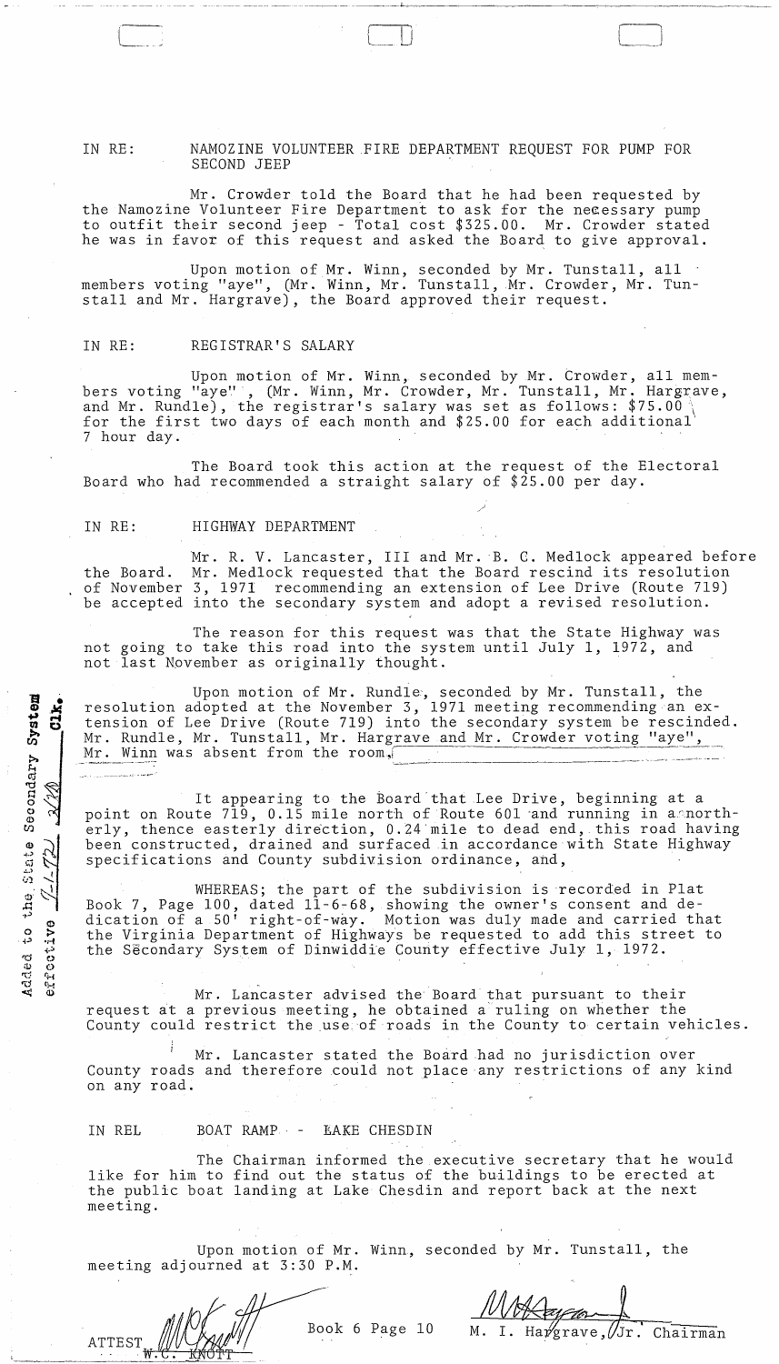IN RE: NAMOZINE VOLUNTEER FIRE DEPARTMENT REQUEST FOR PUMP FOR SECOND JEEP

Mr. Crowder told the Board that he had been requested by the Namozine Volunteer Fire Department to ask for the necessary pump to outfit their second jeep - Total cost $325.00. Mr. Crowder stated he was in favor of this request and asked the Board to give approval.

Upon motion of Mr. Winn, seconded by Mr. Tunstall, all members voting "aye", (Mr. Winn, Mr. Tunstall, Mr. Crowder, Mr. Tunstall and Mr. Hargrave), the Board approved their request.

IN RE: REGISTRAR'S SALARY

Upon motion of Mr. Winn, seconded by Mr. Crowder, all members voting "aye", (Mr. Winn, Mr. Crowder, Mr. Tunstall, Mr. Hargrave, and Mr. Rundle), the registrar's salary was set as follows: $75.00 for the first two days of each month and $25.00 for each additional 7 hour day.

The Board took this action at the request of the Electoral Board who had recommended a straight salary of $25.00 per day.

IN RE: HIGHWAY DEPARTMENT

Mr. R. V. Lancaster, III and Mr. B. C. Medlock appeared before the Board. Mr. Medlock requested that the Board rescind its resolution of November 3, 1971 recommending an extension of Lee Drive (Route 719) be accepted into the secondary system and adopt a revised resolution.

The reason for this request was that the State Highway was not going to take this road into the system until July 1, 1972, and not last November as originally thought.

Upon motion of Mr. Rundle, seconded by Mr. Tunstall, the resolution adopted at the November 3, 1971 meeting recommending an extension of Lee Drive (Route 719) into the secondary system be rescinded. Mr. Rundle, Mr. Tunstall, Mr. Hargrave and Mr. Crowder voting "aye", Mr. Winn was absent from the room.

Added to the State Secondary System effective 7-1-72 3/28 Clk.

It appearing to the Board that Lee Drive, beginning at a point on Route 719, 0.15 mile north of Route 601 and running in a northerly, thence easterly direction, 0.24 mile to dead end, this road having been constructed, drained and surfaced in accordance with State Highway specifications and County subdivision ordinance, and,

WHEREAS; the part of the subdivision is recorded in Plat Book 7, Page 100, dated 11-6-68, showing the owner's consent and dedication of a 50' right-of-way. Motion was duly made and carried that the Virginia Department of Highways be requested to add this street to the Secondary System of Dinwiddie County effective July 1, 1972.

Mr. Lancaster advised the Board that pursuant to their request at a previous meeting, he obtained a ruling on whether the County could restrict the use of roads in the County to certain vehicles.

Mr. Lancaster stated the Board had no jurisdiction over County roads and therefore could not place any restrictions of any kind on any road.

IN RE: BOAT RAMP - LAKE CHESDIN

The Chairman informed the executive secretary that he would like for him to find out the status of the buildings to be erected at the public boat landing at Lake Chesdin and report back at the next meeting.

Upon motion of Mr. Winn, seconded by Mr. Tunstall, the meeting adjourned at 3:30 P.M.

ATTEST W. C. KNOTT

Book 6 Page 10

M. I. Hargrave, Jr. Chairman